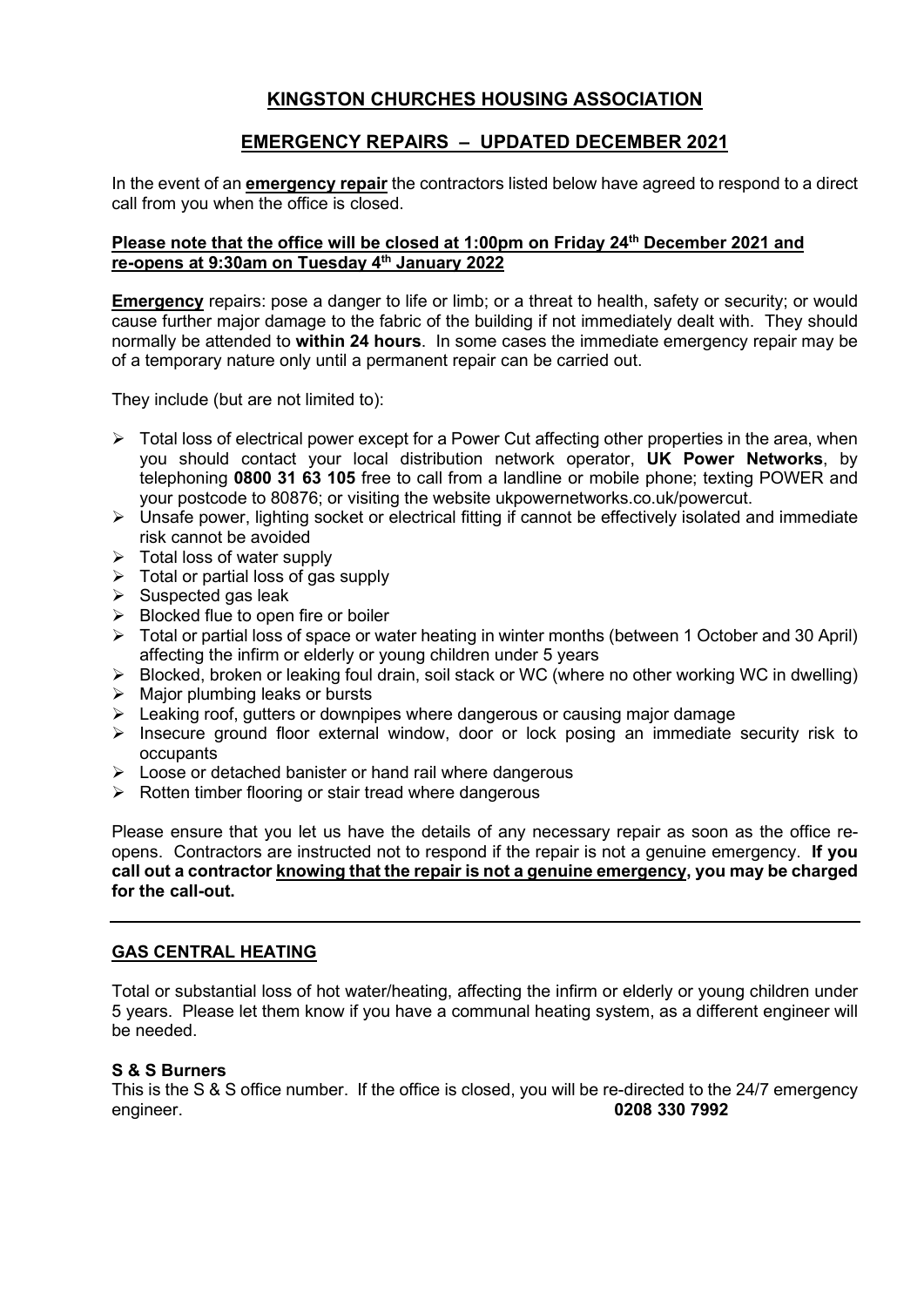# KINGSTON CHURCHES HOUSING ASSOCIATION

## EMERGENCY REPAIRS – UPDATED DECEMBER 2021

In the event of an **emergency repair** the contractors listed below have agreed to respond to a direct call from you when the office is closed.

**Please note that the office will be closed at 1:00pm on Friday 24th December 2021 and re-opens at 9:30am on Tuesday 4th January 2022**

**Emergency** repairs: pose a danger to life or limb; or a threat to health, safety or security; or would cause further major damage to the fabric of the building if not immediately dealt with. They should normally be attended to **within 24 hours**. In some cases the immediate emergency repair may be of a temporary nature only until a permanent repair can be carried out.

They include (but are not limited to):

- Total loss of electrical power except for a Power Cut affecting other properties in the area, when you should contact your local distribution network operator, **UK Power Networks**, by telephoning **0800 31 63 105** free to call from a landline or mobile phone; texting POWER and your postcode to 80876; or visiting the website ukpowernetworks.co.uk/powercut.
- Unsafe power, lighting socket or electrical fitting if cannot be effectively isolated and immediate risk cannot be avoided
- Total loss of water supply
- Total or partial loss of gas supply
- Suspected gas leak
- Blocked flue to open fire or boiler
- Total or partial loss of space or water heating in winter months (between 1 October and 30 April) affecting the infirm or elderly or young children under 5 years
- Blocked, broken or leaking foul drain, soil stack or WC (where no other working WC in dwelling)
- Major plumbing leaks or bursts
- Leaking roof, gutters or downpipes where dangerous or causing major damage
- Insecure ground floor external window, door or lock posing an immediate security risk to occupants
- Loose or detached banister or hand rail where dangerous
- Rotten timber flooring or stair tread where dangerous

Please ensure that you let us have the details of any necessary repair as soon as the office re-opens. Contractors are instructed not to respond if the repair is not a genuine emergency. **If you call out a contractor knowing that the repair is not a genuine emergency, you may be charged for the call-out.**

---

## GAS CENTRAL HEATING

Total or substantial loss of hot water/heating, affecting the infirm or elderly or young children under 5 years. Please let them know if you have a communal heating system, as a different engineer will be needed.

**S & S Burners**

This is the S & S office number. If the office is closed, you will be re-directed to the 24/7 emergency engineer. **0208 330 7992**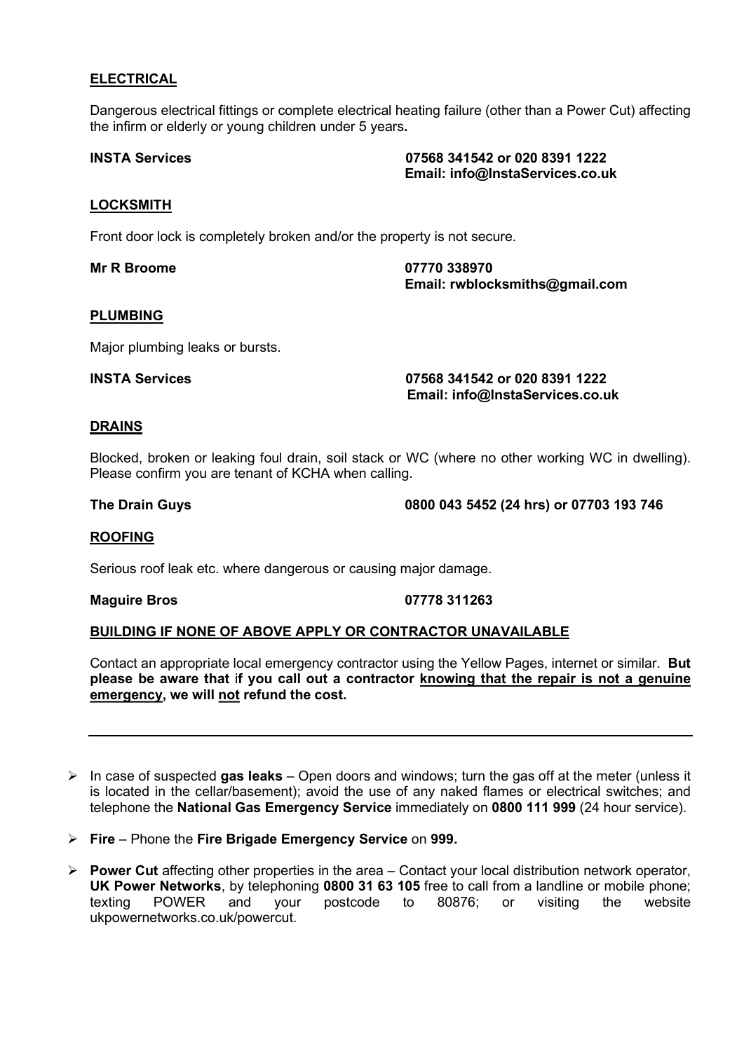## ELECTRICAL

Dangerous electrical fittings or complete electrical heating failure (other than a Power Cut) affecting the infirm or elderly or young children under 5 years**.**

**INSTA Services** **07568 341542 or 020 8391 1222**
**Email: info@InstaServices.co.uk**

## LOCKSMITH

Front door lock is completely broken and/or the property is not secure.

**Mr R Broome** **07770 338970**
**Email: rwblocksmiths@gmail.com**

## PLUMBING

Major plumbing leaks or bursts.

**INSTA Services** **07568 341542 or 020 8391 1222**
**Email: info@InstaServices.co.uk**

## DRAINS

Blocked, broken or leaking foul drain, soil stack or WC (where no other working WC in dwelling). Please confirm you are tenant of KCHA when calling.

**The Drain Guys** **0800 043 5452 (24 hrs) or 07703 193 746**

## ROOFING

Serious roof leak etc. where dangerous or causing major damage.

**Maguire Bros** **07778 311263**

## BUILDING IF NONE OF ABOVE APPLY OR CONTRACTOR UNAVAILABLE

Contact an appropriate local emergency contractor using the Yellow Pages, internet or similar. **But please be aware that if you call out a contractor knowing that the repair is not a genuine emergency, we will not refund the cost.**

---

- In case of suspected **gas leaks** – Open doors and windows; turn the gas off at the meter (unless it is located in the cellar/basement); avoid the use of any naked flames or electrical switches; and telephone the **National Gas Emergency Service** immediately on **0800 111 999** (24 hour service).
- **Fire** – Phone the **Fire Brigade Emergency Service** on **999.**
- **Power Cut** affecting other properties in the area – Contact your local distribution network operator, **UK Power Networks**, by telephoning **0800 31 63 105** free to call from a landline or mobile phone; texting POWER and your postcode to 80876; or visiting the website ukpowernetworks.co.uk/powercut.